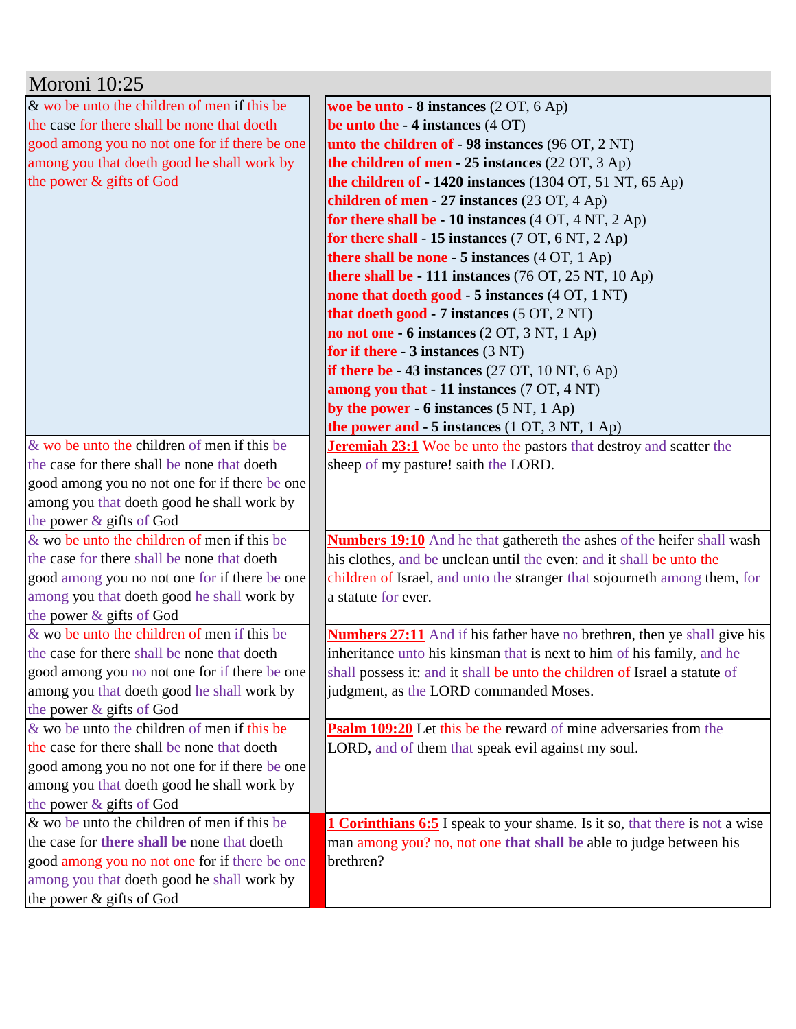# Moroni 10:25

| | |
|---|---|
| & wo be unto the children of men if this be the case for there shall be none that doeth good among you no not one for if there be one among you that doeth good he shall work by the power & gifts of God | **woe be unto - 8 instances** (2 OT, 6 Ap)<br>**be unto the - 4 instances** (4 OT)<br>**unto the children of - 98 instances** (96 OT, 2 NT)<br>**the children of men - 25 instances** (22 OT, 3 Ap)<br>**the children of - 1420 instances** (1304 OT, 51 NT, 65 Ap)<br>**children of men - 27 instances** (23 OT, 4 Ap)<br>**for there shall be - 10 instances** (4 OT, 4 NT, 2 Ap)<br>**for there shall - 15 instances** (7 OT, 6 NT, 2 Ap)<br>**there shall be none - 5 instances** (4 OT, 1 Ap)<br>**there shall be - 111 instances** (76 OT, 25 NT, 10 Ap)<br>**none that doeth good - 5 instances** (4 OT, 1 NT)<br>**that doeth good - 7 instances** (5 OT, 2 NT)<br>**no not one - 6 instances** (2 OT, 3 NT, 1 Ap)<br>**for if there - 3 instances** (3 NT)<br>**if there be - 43 instances** (27 OT, 10 NT, 6 Ap)<br>**among you that - 11 instances** (7 OT, 4 NT)<br>**by the power - 6 instances** (5 NT, 1 Ap)<br>**the power and - 5 instances** (1 OT, 3 NT, 1 Ap) |
| & wo be unto the children of men if this be the case for there shall be none that doeth good among you no not one for if there be one among you that doeth good he shall work by the power & gifts of God | **Jeremiah 23:1** Woe be unto the pastors that destroy and scatter the sheep of my pasture! saith the LORD. |
| & wo be unto the children of men if this be the case for there shall be none that doeth good among you no not one for if there be one among you that doeth good he shall work by the power & gifts of God | **Numbers 19:10** And he that gathereth the ashes of the heifer shall wash his clothes, and be unclean until the even: and it shall be unto the children of Israel, and unto the stranger that sojourneth among them, for a statute for ever. |
| & wo be unto the children of men if this be the case for there shall be none that doeth good among you no not one for if there be one among you that doeth good he shall work by the power & gifts of God | **Numbers 27:11** And if his father have no brethren, then ye shall give his inheritance unto his kinsman that is next to him of his family, and he shall possess it: and it shall be unto the children of Israel a statute of judgment, as the LORD commanded Moses. |
| & wo be unto the children of men if this be the case for there shall be none that doeth good among you no not one for if there be one among you that doeth good he shall work by the power & gifts of God | **Psalm 109:20** Let this be the reward of mine adversaries from the LORD, and of them that speak evil against my soul. |
| & wo be unto the children of men if this be the case for **there shall be** none that doeth good among you no not one for if there be one among you that doeth good he shall work by the power & gifts of God | **1 Corinthians 6:5** I speak to your shame. Is it so, that there is not a wise man among you? no, not one **that shall be** able to judge between his brethren? |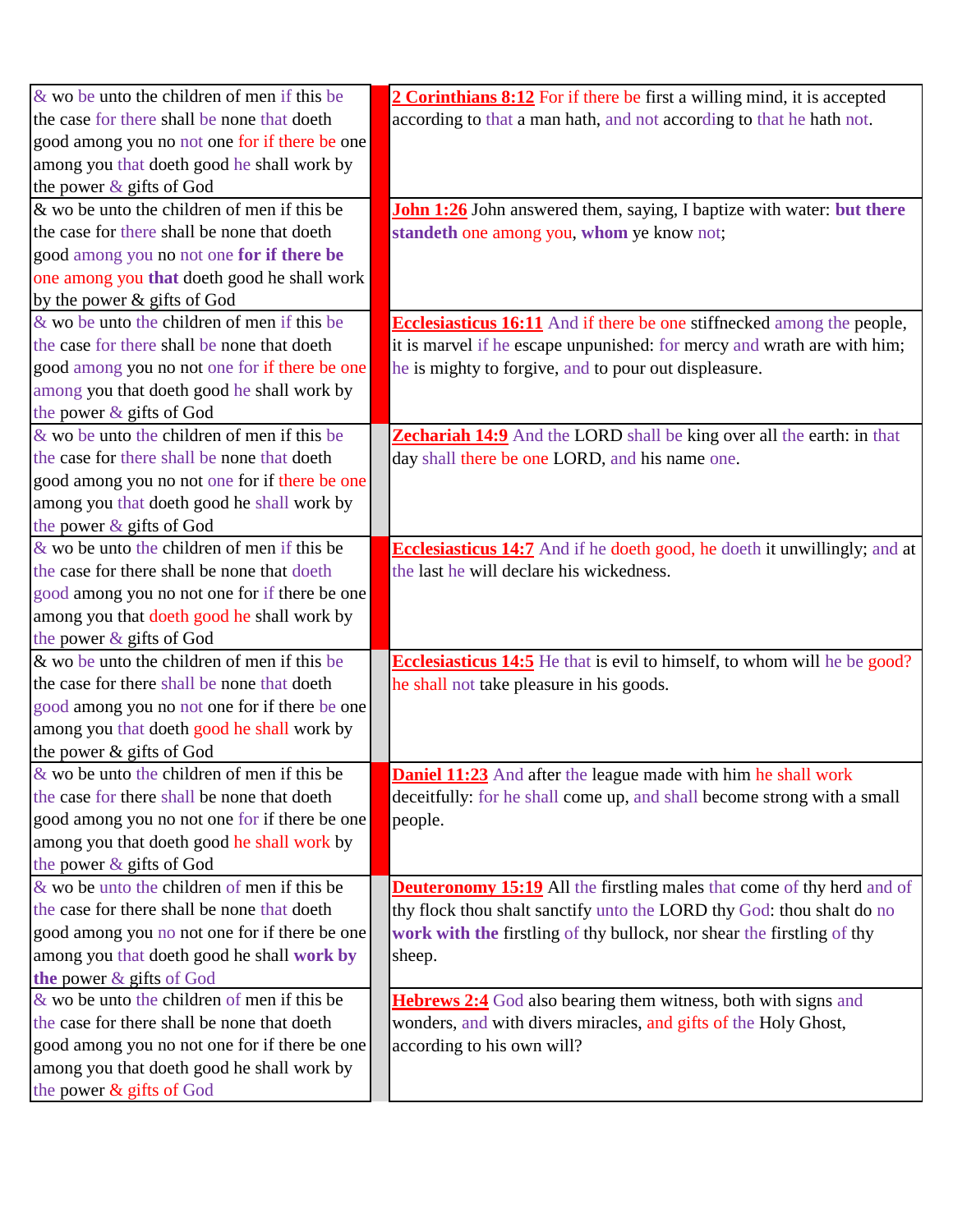| | | |
|---|---|---|
| & wo be unto the children of men if this be the case for there shall be none that doeth good among you no not one for if there be one among you that doeth good he shall work by the power & gifts of God | | **2 Corinthians 8:12** For if there be first a willing mind, it is accepted according to that a man hath, and not according to that he hath not. |
| & wo be unto the children of men if this be the case for there shall be none that doeth good among you no not one **for if there be** one among you **that** doeth good he shall work by the power & gifts of God | | **John 1:26** John answered them, saying, I baptize with water: **but there standeth** one among you, **whom** ye know not; |
| & wo be unto the children of men if this be the case for there shall be none that doeth good among you no not one for if there be one among you that doeth good he shall work by the power & gifts of God | | **Ecclesiasticus 16:11** And if there be one stiffnecked among the people, it is marvel if he escape unpunished: for mercy and wrath are with him; he is mighty to forgive, and to pour out displeasure. |
| & wo be unto the children of men if this be the case for there shall be none that doeth good among you no not one for if there be one among you that doeth good he shall work by the power & gifts of God | | **Zechariah 14:9** And the LORD shall be king over all the earth: in that day shall there be one LORD, and his name one. |
| & wo be unto the children of men if this be the case for there shall be none that doeth good among you no not one for if there be one among you that doeth good he shall work by the power & gifts of God | | **Ecclesiasticus 14:7** And if he doeth good, he doeth it unwillingly; and at the last he will declare his wickedness. |
| & wo be unto the children of men if this be the case for there shall be none that doeth good among you no not one for if there be one among you that doeth good he shall work by the power & gifts of God | | **Ecclesiasticus 14:5** He that is evil to himself, to whom will he be good? he shall not take pleasure in his goods. |
| & wo be unto the children of men if this be the case for there shall be none that doeth good among you no not one for if there be one among you that doeth good he shall work by the power & gifts of God | | **Daniel 11:23** And after the league made with him he shall work deceitfully: for he shall come up, and shall become strong with a small people. |
| & wo be unto the children of men if this be the case for there shall be none that doeth good among you no not one for if there be one among you that doeth good he shall **work by the** power & gifts of God | | **Deuteronomy 15:19** All the firstling males that come of thy herd and of thy flock thou shalt sanctify unto the LORD thy God: thou shalt do no **work with the** firstling of thy bullock, nor shear the firstling of thy sheep. |
| & wo be unto the children of men if this be the case for there shall be none that doeth good among you no not one for if there be one among you that doeth good he shall work by the power & gifts of God | | **Hebrews 2:4** God also bearing them witness, both with signs and wonders, and with divers miracles, and gifts of the Holy Ghost, according to his own will? |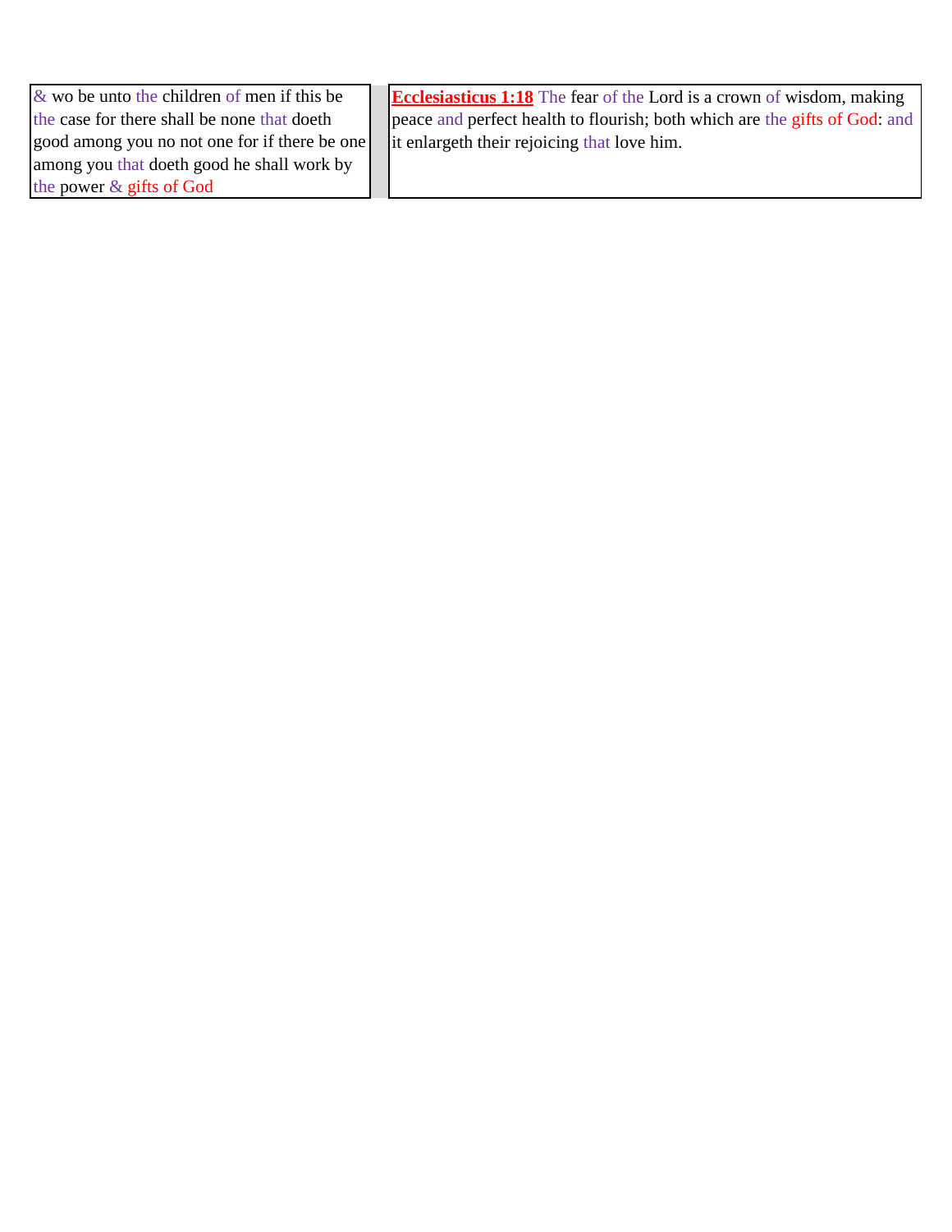| | |
|---|---|
| & wo be unto the children of men if this be the case for there shall be none that doeth good among you no not one for if there be one among you that doeth good he shall work by the power & gifts of God | **Ecclesiasticus 1:18** The fear of the Lord is a crown of wisdom, making peace and perfect health to flourish; both which are the gifts of God: and it enlargeth their rejoicing that love him. |